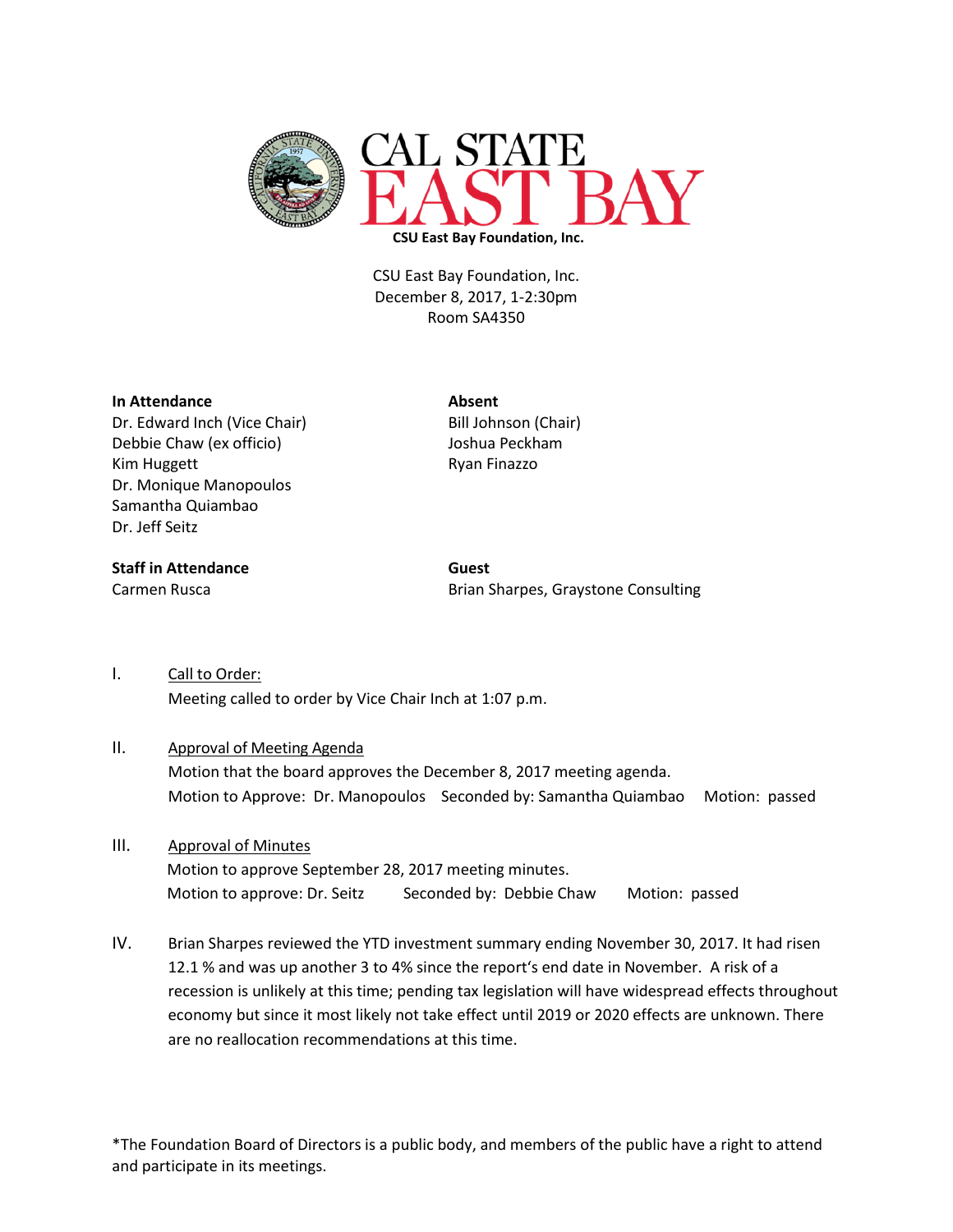**CSU East Bay Foundation, Inc.**

CSU East Bay Foundation, Inc.
December 8, 2017, 1-2:30pm
Room SA4350

**In Attendance**
Dr. Edward Inch (Vice Chair)
Debbie Chaw (ex officio)
Kim Huggett
Dr. Monique Manopoulos
Samantha Quiambao
Dr. Jeff Seitz

**Absent**
Bill Johnson (Chair)
Joshua Peckham
Ryan Finazzo

**Staff in Attendance**
Carmen Rusca

**Guest**
Brian Sharpes, Graystone Consulting

I. Call to Order:
Meeting called to order by Vice Chair Inch at 1:07 p.m.

II. Approval of Meeting Agenda
Motion that the board approves the December 8, 2017 meeting agenda.
Motion to Approve: Dr. Manopoulos Seconded by: Samantha Quiambao Motion: passed

III. Approval of Minutes
Motion to approve September 28, 2017 meeting minutes.
Motion to approve: Dr. Seitz Seconded by: Debbie Chaw Motion: passed

IV. Brian Sharpes reviewed the YTD investment summary ending November 30, 2017. It had risen 12.1 % and was up another 3 to 4% since the report's end date in November. A risk of a recession is unlikely at this time; pending tax legislation will have widespread effects throughout economy but since it most likely not take effect until 2019 or 2020 effects are unknown. There are no reallocation recommendations at this time.

*The Foundation Board of Directors is a public body, and members of the public have a right to attend and participate in its meetings.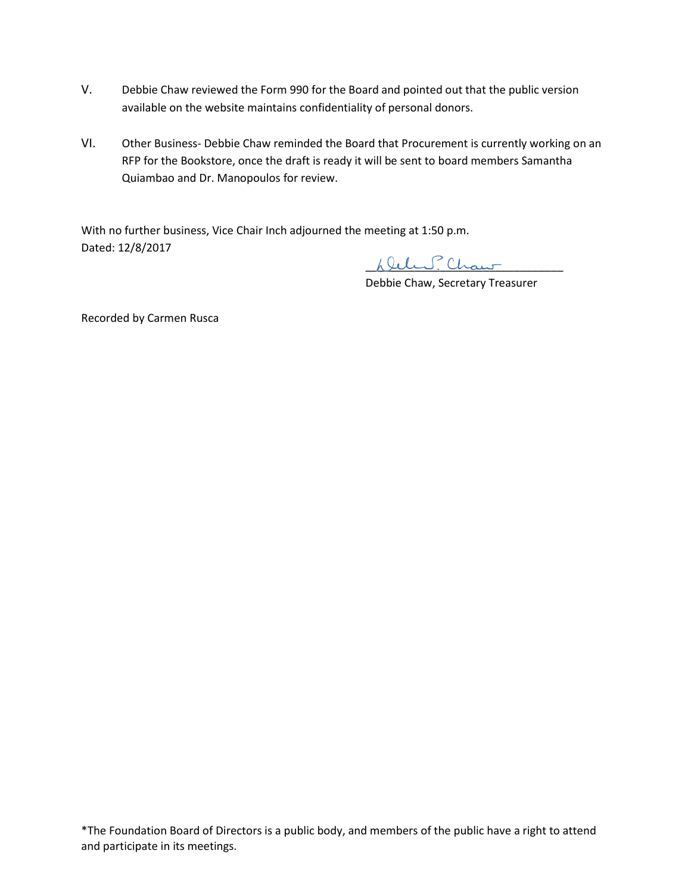V. Debbie Chaw reviewed the Form 990 for the Board and pointed out that the public version available on the website maintains confidentiality of personal donors.

VI. Other Business- Debbie Chaw reminded the Board that Procurement is currently working on an RFP for the Bookstore, once the draft is ready it will be sent to board members Samantha Quiambao and Dr. Manopoulos for review.

With no further business, Vice Chair Inch adjourned the meeting at 1:50 p.m.
Dated: 12/8/2017

Debbie Chaw, Secretary Treasurer

Recorded by Carmen Rusca

*The Foundation Board of Directors is a public body, and members of the public have a right to attend and participate in its meetings.